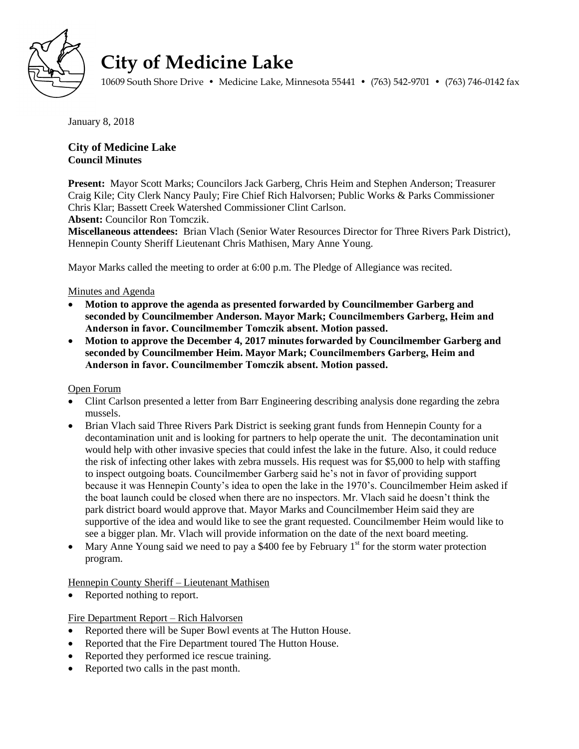# City of Medicine Lake

10609 South Shore Drive • Medicine Lake, Minnesota 55441 • (763) 542-9701 • (763) 746-0142 fax

January 8, 2018

## City of Medicine Lake
### Council Minutes

**Present:** Mayor Scott Marks; Councilors Jack Garberg, Chris Heim and Stephen Anderson; Treasurer Craig Kile; City Clerk Nancy Pauly; Fire Chief Rich Halvorsen; Public Works & Parks Commissioner Chris Klar; Bassett Creek Watershed Commissioner Clint Carlson.
**Absent:** Councilor Ron Tomczik.
**Miscellaneous attendees:** Brian Vlach (Senior Water Resources Director for Three Rivers Park District), Hennepin County Sheriff Lieutenant Chris Mathisen, Mary Anne Young.

Mayor Marks called the meeting to order at 6:00 p.m. The Pledge of Allegiance was recited.

Minutes and Agenda

- **Motion to approve the agenda as presented forwarded by Councilmember Garberg and seconded by Councilmember Anderson. Mayor Mark; Councilmembers Garberg, Heim and Anderson in favor. Councilmember Tomczik absent. Motion passed.**
- **Motion to approve the December 4, 2017 minutes forwarded by Councilmember Garberg and seconded by Councilmember Heim. Mayor Mark; Councilmembers Garberg, Heim and Anderson in favor. Councilmember Tomczik absent. Motion passed.**

Open Forum

- Clint Carlson presented a letter from Barr Engineering describing analysis done regarding the zebra mussels.
- Brian Vlach said Three Rivers Park District is seeking grant funds from Hennepin County for a decontamination unit and is looking for partners to help operate the unit. The decontamination unit would help with other invasive species that could infest the lake in the future. Also, it could reduce the risk of infecting other lakes with zebra mussels. His request was for $5,000 to help with staffing to inspect outgoing boats. Councilmember Garberg said he's not in favor of providing support because it was Hennepin County's idea to open the lake in the 1970's. Councilmember Heim asked if the boat launch could be closed when there are no inspectors. Mr. Vlach said he doesn't think the park district board would approve that. Mayor Marks and Councilmember Heim said they are supportive of the idea and would like to see the grant requested. Councilmember Heim would like to see a bigger plan. Mr. Vlach will provide information on the date of the next board meeting.
- Mary Anne Young said we need to pay a $400 fee by February 1st for the storm water protection program.

Hennepin County Sheriff – Lieutenant Mathisen

- Reported nothing to report.

Fire Department Report – Rich Halvorsen

- Reported there will be Super Bowl events at The Hutton House.
- Reported that the Fire Department toured The Hutton House.
- Reported they performed ice rescue training.
- Reported two calls in the past month.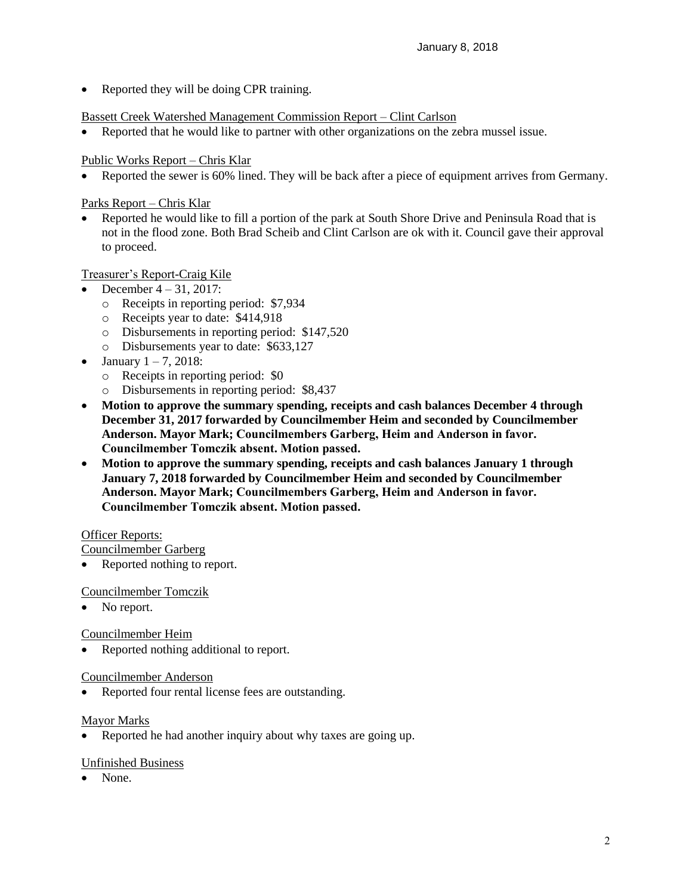- Reported they will be doing CPR training.

Bassett Creek Watershed Management Commission Report – Clint Carlson

- Reported that he would like to partner with other organizations on the zebra mussel issue.

Public Works Report – Chris Klar

- Reported the sewer is 60% lined. They will be back after a piece of equipment arrives from Germany.

Parks Report – Chris Klar

- Reported he would like to fill a portion of the park at South Shore Drive and Peninsula Road that is not in the flood zone. Both Brad Scheib and Clint Carlson are ok with it. Council gave their approval to proceed.

Treasurer's Report-Craig Kile

- December 4 – 31, 2017:
  - Receipts in reporting period: $7,934
  - Receipts year to date: $414,918
  - Disbursements in reporting period: $147,520
  - Disbursements year to date: $633,127
- January 1 – 7, 2018:
  - Receipts in reporting period: $0
  - Disbursements in reporting period: $8,437
- **Motion to approve the summary spending, receipts and cash balances December 4 through December 31, 2017 forwarded by Councilmember Heim and seconded by Councilmember Anderson. Mayor Mark; Councilmembers Garberg, Heim and Anderson in favor. Councilmember Tomczik absent. Motion passed.**
- **Motion to approve the summary spending, receipts and cash balances January 1 through January 7, 2018 forwarded by Councilmember Heim and seconded by Councilmember Anderson. Mayor Mark; Councilmembers Garberg, Heim and Anderson in favor. Councilmember Tomczik absent. Motion passed.**

Officer Reports:

Councilmember Garberg

- Reported nothing to report.

Councilmember Tomczik

- No report.

Councilmember Heim

- Reported nothing additional to report.

Councilmember Anderson

- Reported four rental license fees are outstanding.

Mayor Marks

- Reported he had another inquiry about why taxes are going up.

Unfinished Business

- None.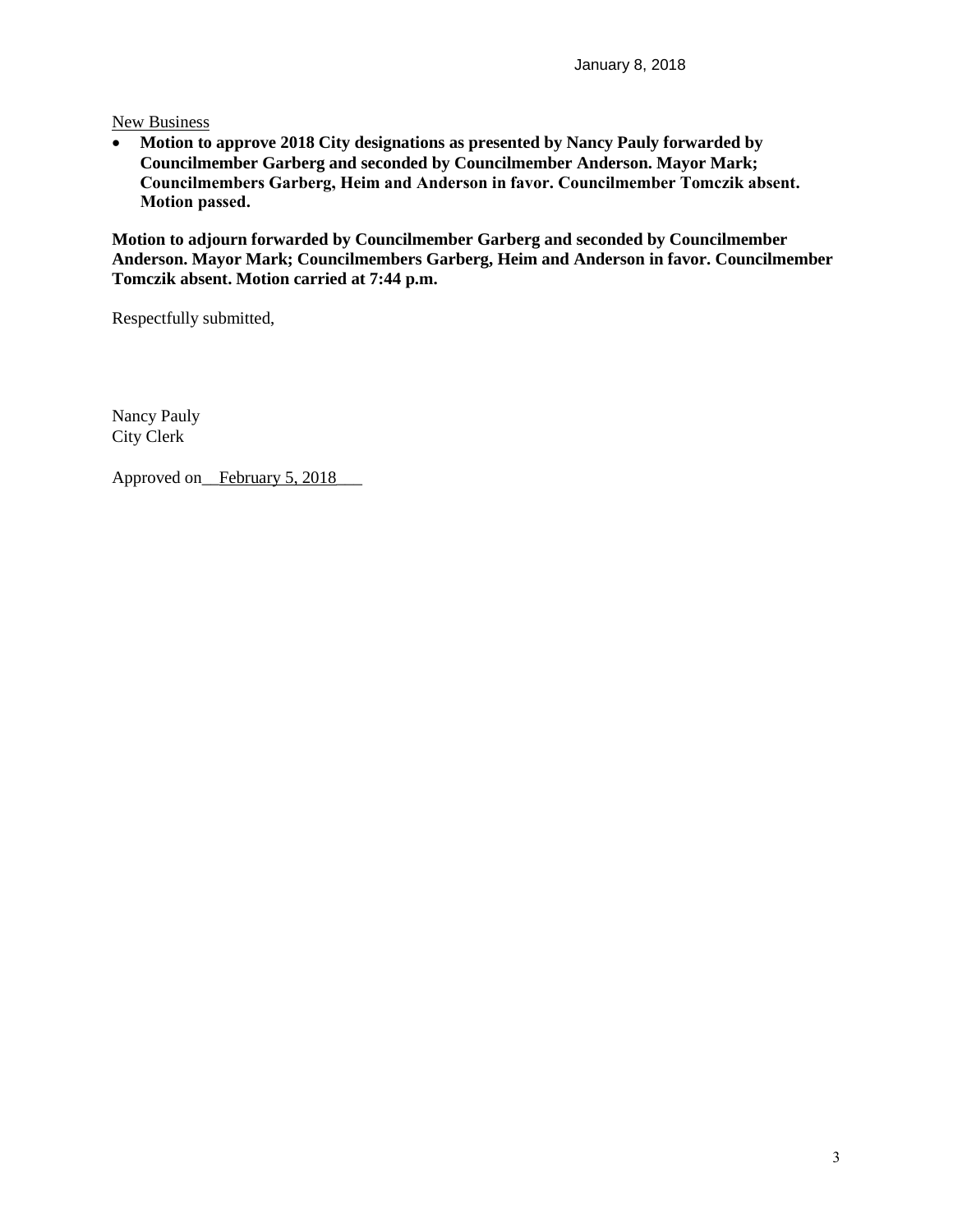New Business

- **Motion to approve 2018 City designations as presented by Nancy Pauly forwarded by Councilmember Garberg and seconded by Councilmember Anderson. Mayor Mark; Councilmembers Garberg, Heim and Anderson in favor. Councilmember Tomczik absent. Motion passed.**

**Motion to adjourn forwarded by Councilmember Garberg and seconded by Councilmember Anderson. Mayor Mark; Councilmembers Garberg, Heim and Anderson in favor. Councilmember Tomczik absent. Motion carried at 7:44 p.m.**

Respectfully submitted,

Nancy Pauly
City Clerk

Approved on __February 5, 2018___